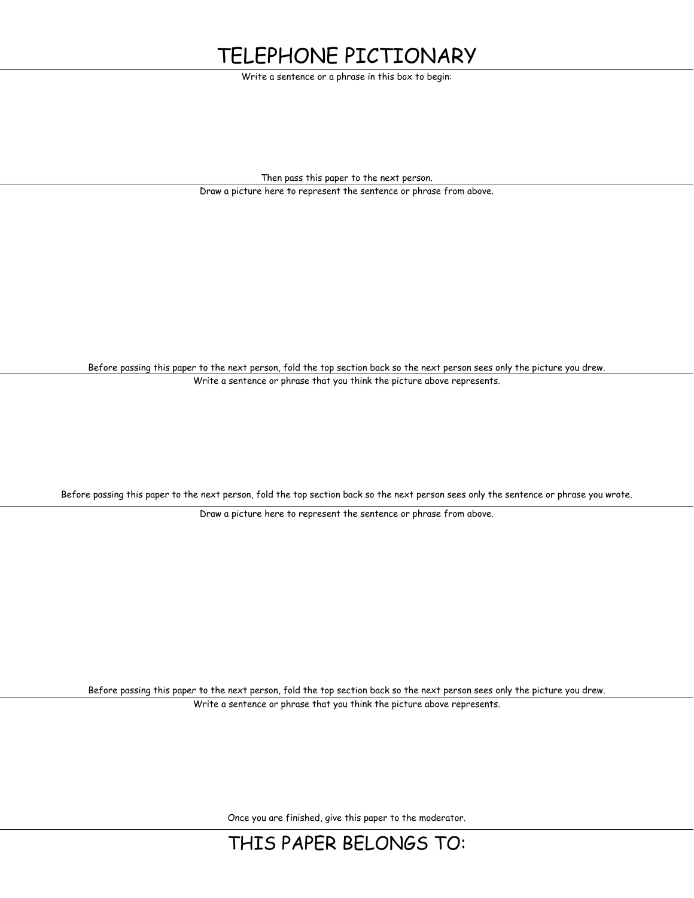# TELEPHONE PICTIONARY

Write a sentence or a phrase in this box to begin:

Then pass this paper to the next person.

---

Draw a picture here to represent the sentence or phrase from above.

Before passing this paper to the next person, fold the top section back so the next person sees only the picture you drew.

---

Write a sentence or phrase that you think the picture above represents.

Before passing this paper to the next person, fold the top section back so the next person sees only the sentence or phrase you wrote.

---

Draw a picture here to represent the sentence or phrase from above.

Before passing this paper to the next person, fold the top section back so the next person sees only the picture you drew.

---

Write a sentence or phrase that you think the picture above represents.

Once you are finished, give this paper to the moderator.

---

# THIS PAPER BELONGS TO: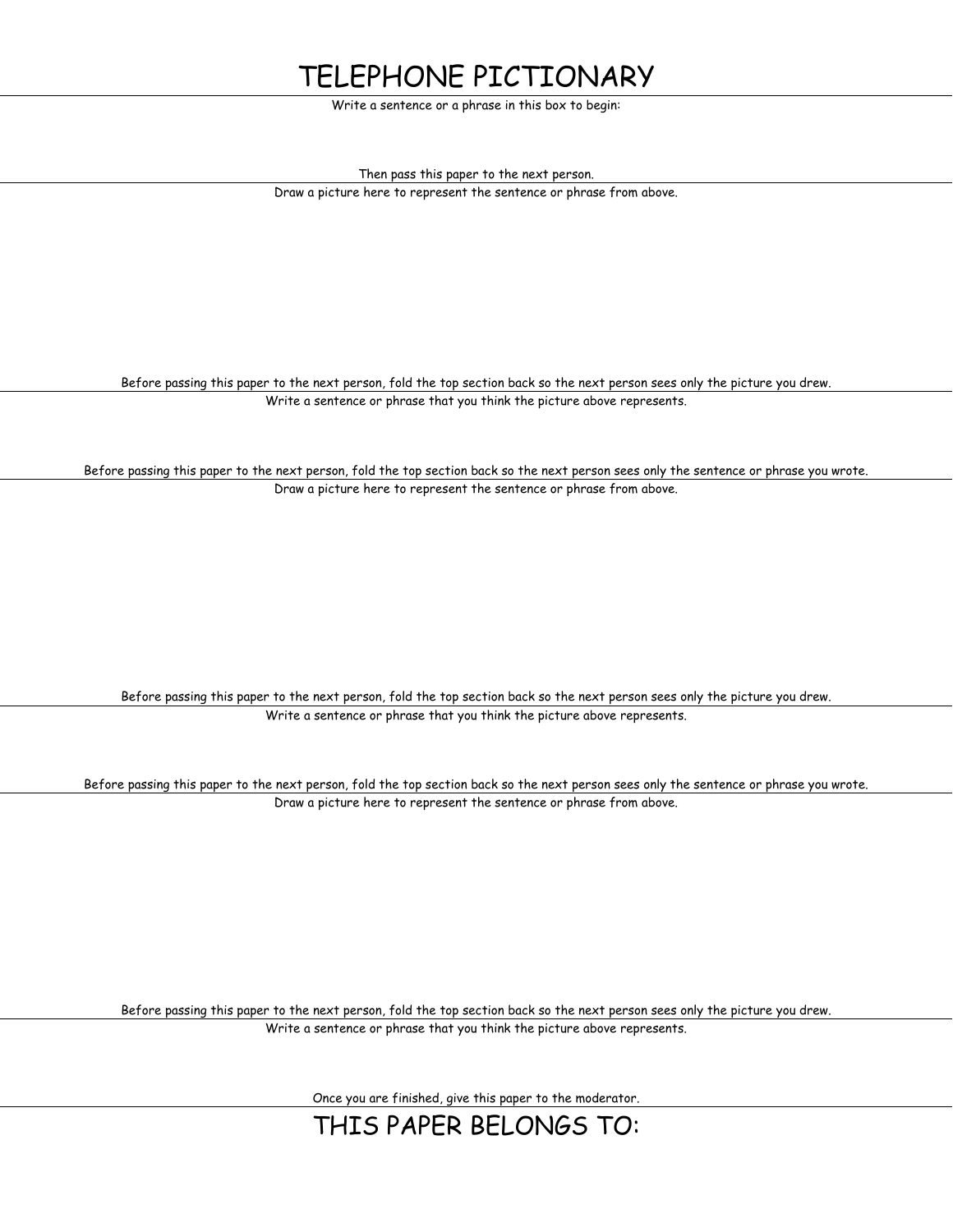# TELEPHONE PICTIONARY

Write a sentence or a phrase in this box to begin:

Then pass this paper to the next person.

Draw a picture here to represent the sentence or phrase from above.

Before passing this paper to the next person, fold the top section back so the next person sees only the picture you drew.

Write a sentence or phrase that you think the picture above represents.

Before passing this paper to the next person, fold the top section back so the next person sees only the sentence or phrase you wrote.

Draw a picture here to represent the sentence or phrase from above.

Before passing this paper to the next person, fold the top section back so the next person sees only the picture you drew.

Write a sentence or phrase that you think the picture above represents.

Before passing this paper to the next person, fold the top section back so the next person sees only the sentence or phrase you wrote.

Draw a picture here to represent the sentence or phrase from above.

Before passing this paper to the next person, fold the top section back so the next person sees only the picture you drew.

Write a sentence or phrase that you think the picture above represents.

Once you are finished, give this paper to the moderator.

# THIS PAPER BELONGS TO: